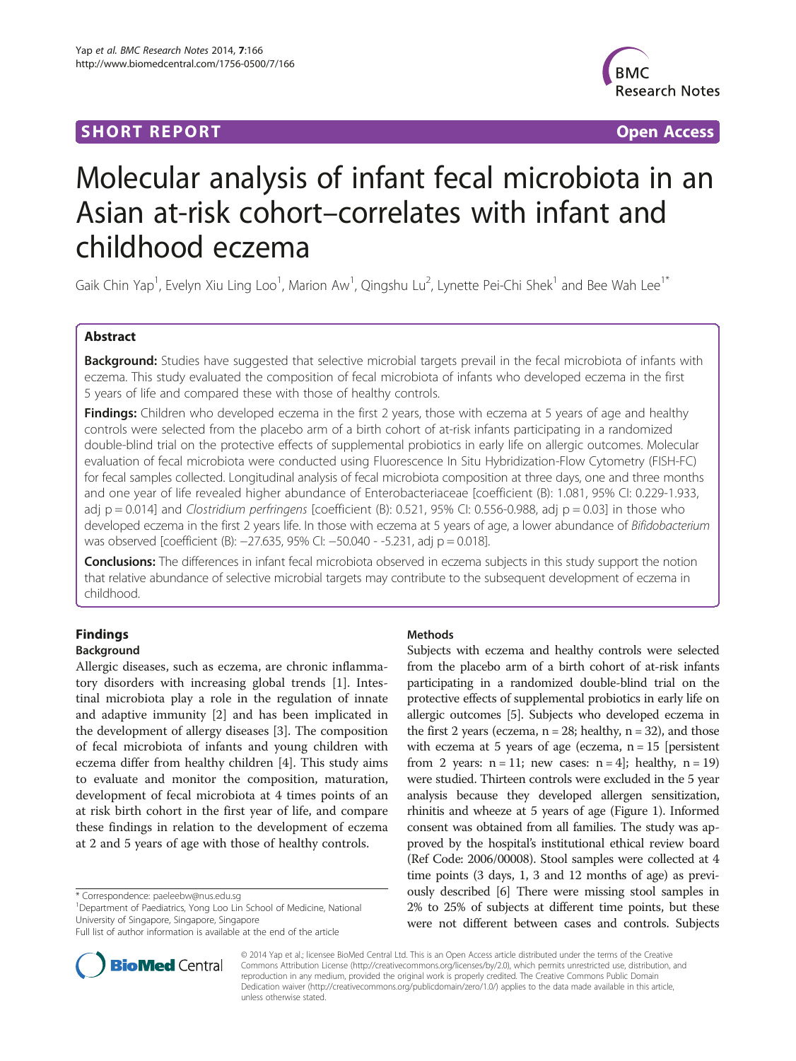**SHORT REPORT** **Open Access**

# Molecular analysis of infant fecal microbiota in an Asian at-risk cohort–correlates with infant and childhood eczema

Gaik Chin Yap[1], Evelyn Xiu Ling Loo[1], Marion Aw[1], Qingshu Lu[2], Lynette Pei-Chi Shek[1] and Bee Wah Lee[1*]

## Abstract

**Background:** Studies have suggested that selective microbial targets prevail in the fecal microbiota of infants with eczema. This study evaluated the composition of fecal microbiota of infants who developed eczema in the first 5 years of life and compared these with those of healthy controls.

**Findings:** Children who developed eczema in the first 2 years, those with eczema at 5 years of age and healthy controls were selected from the placebo arm of a birth cohort of at-risk infants participating in a randomized double-blind trial on the protective effects of supplemental probiotics in early life on allergic outcomes. Molecular evaluation of fecal microbiota were conducted using Fluorescence In Situ Hybridization-Flow Cytometry (FISH-FC) for fecal samples collected. Longitudinal analysis of fecal microbiota composition at three days, one and three months and one year of life revealed higher abundance of Enterobacteriaceae [coefficient (B): 1.081, 95% CI: 0.229-1.933, adj $p = 0.014$] and *Clostridium perfringens* [coefficient (B): 0.521, 95% CI: 0.556-0.988, adj $p = 0.03$] in those who developed eczema in the first 2 years life. In those with eczema at 5 years of age, a lower abundance of *Bifidobacterium* was observed [coefficient (B): −27.635, 95% CI: −50.040 - -5.231, adj $p = 0.018$].

**Conclusions:** The differences in infant fecal microbiota observed in eczema subjects in this study support the notion that relative abundance of selective microbial targets may contribute to the subsequent development of eczema in childhood.

## Findings

### Background

Allergic diseases, such as eczema, are chronic inflammatory disorders with increasing global trends [1]. Intestinal microbiota play a role in the regulation of innate and adaptive immunity [2] and has been implicated in the development of allergy diseases [3]. The composition of fecal microbiota of infants and young children with eczema differ from healthy children [4]. This study aims to evaluate and monitor the composition, maturation, development of fecal microbiota at 4 times points of an at risk birth cohort in the first year of life, and compare these findings in relation to the development of eczema at 2 and 5 years of age with those of healthy controls.

### Methods

Subjects with eczema and healthy controls were selected from the placebo arm of a birth cohort of at-risk infants participating in a randomized double-blind trial on the protective effects of supplemental probiotics in early life on allergic outcomes [5]. Subjects who developed eczema in the first 2 years (eczema, n = 28; healthy, n = 32), and those with eczema at 5 years of age (eczema, n = 15 [persistent from 2 years: n = 11; new cases: n = 4]; healthy, n = 19) were studied. Thirteen controls were excluded in the 5 year analysis because they developed allergen sensitization, rhinitis and wheeze at 5 years of age (Figure 1). Informed consent was obtained from all families. The study was approved by the hospital's institutional ethical review board (Ref Code: 2006/00008). Stool samples were collected at 4 time points (3 days, 1, 3 and 12 months of age) as previously described [6] There were missing stool samples in 2% to 25% of subjects at different time points, but these were not different between cases and controls. Subjects

* Correspondence: paeleebw@nus.edu.sg
[1]Department of Paediatrics, Yong Loo Lin School of Medicine, National University of Singapore, Singapore, Singapore
Full list of author information is available at the end of the article

© 2014 Yap et al.; licensee BioMed Central Ltd. This is an Open Access article distributed under the terms of the Creative Commons Attribution License (http://creativecommons.org/licenses/by/2.0), which permits unrestricted use, distribution, and reproduction in any medium, provided the original work is properly credited. The Creative Commons Public Domain Dedication waiver (http://creativecommons.org/publicdomain/zero/1.0/) applies to the data made available in this article, unless otherwise stated.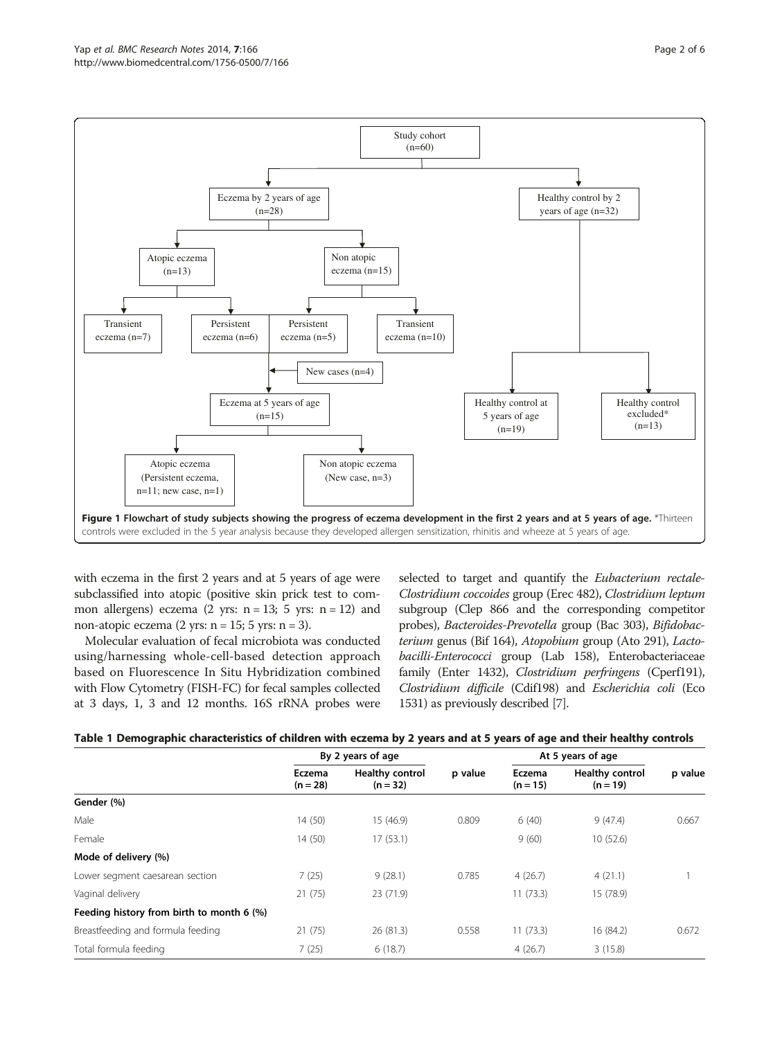Study cohort (n=60)

Eczema by 2 years of age (n=28)

Healthy control by 2 years of age (n=32)

Atopic eczema (n=13)

Non atopic eczema (n=15)

Transient eczema (n=7)

Persistent eczema (n=6)

Persistent eczema (n=5)

Transient eczema (n=10)

New cases (n=4)

Eczema at 5 years of age (n=15)

Healthy control at 5 years of age (n=19)

Healthy control excluded* (n=13)

Atopic eczema (Persistent eczema, n=11; new case, n=1)

Non atopic eczema (New case, n=3)

**Figure 1 Flowchart of study subjects showing the progress of eczema development in the first 2 years and at 5 years of age.** *Thirteen controls were excluded in the 5 year analysis because they developed allergen sensitization, rhinitis and wheeze at 5 years of age.

with eczema in the first 2 years and at 5 years of age were subclassified into atopic (positive skin prick test to common allergens) eczema (2 yrs: n = 13; 5 yrs: n = 12) and non-atopic eczema (2 yrs: n = 15; 5 yrs: n = 3).

Molecular evaluation of fecal microbiota was conducted using/harnessing whole-cell-based detection approach based on Fluorescence In Situ Hybridization combined with Flow Cytometry (FISH-FC) for fecal samples collected at 3 days, 1, 3 and 12 months. 16S rRNA probes were selected to target and quantify the *Eubacterium rectale-Clostridium coccoides* group (Erec 482), *Clostridium leptum* subgroup (Clep 866 and the corresponding competitor probes), *Bacteroides-Prevotella* group (Bac 303), *Bifidobacterium* genus (Bif 164), *Atopobium* group (Ato 291), *Lactobacilli-Enterococci* group (Lab 158), Enterobacteriaceae family (Enter 1432), *Clostridium perfringens* (Cperf191), *Clostridium difficile* (Cdif198) and *Escherichia coli* (Eco 1531) as previously described [7].

**Table 1 Demographic characteristics of children with eczema by 2 years and at 5 years of age and their healthy controls**

| | By 2 years of age | | | At 5 years of age | | |
|---|---|---|---|---|---|---|
| | Eczema (n = 28) | Healthy control (n = 32) | p value | Eczema (n = 15) | Healthy control (n = 19) | p value |
| **Gender (%)** | | | | | | |
| Male | 14 (50) | 15 (46.9) | 0.809 | 6 (40) | 9 (47.4) | 0.667 |
| Female | 14 (50) | 17 (53.1) | | 9 (60) | 10 (52.6) | |
| **Mode of delivery (%)** | | | | | | |
| Lower segment caesarean section | 7 (25) | 9 (28.1) | 0.785 | 4 (26.7) | 4 (21.1) | 1 |
| Vaginal delivery | 21 (75) | 23 (71.9) | | 11 (73.3) | 15 (78.9) | |
| **Feeding history from birth to month 6 (%)** | | | | | | |
| Breastfeeding and formula feeding | 21 (75) | 26 (81.3) | 0.558 | 11 (73.3) | 16 (84.2) | 0.672 |
| Total formula feeding | 7 (25) | 6 (18.7) | | 4 (26.7) | 3 (15.8) | |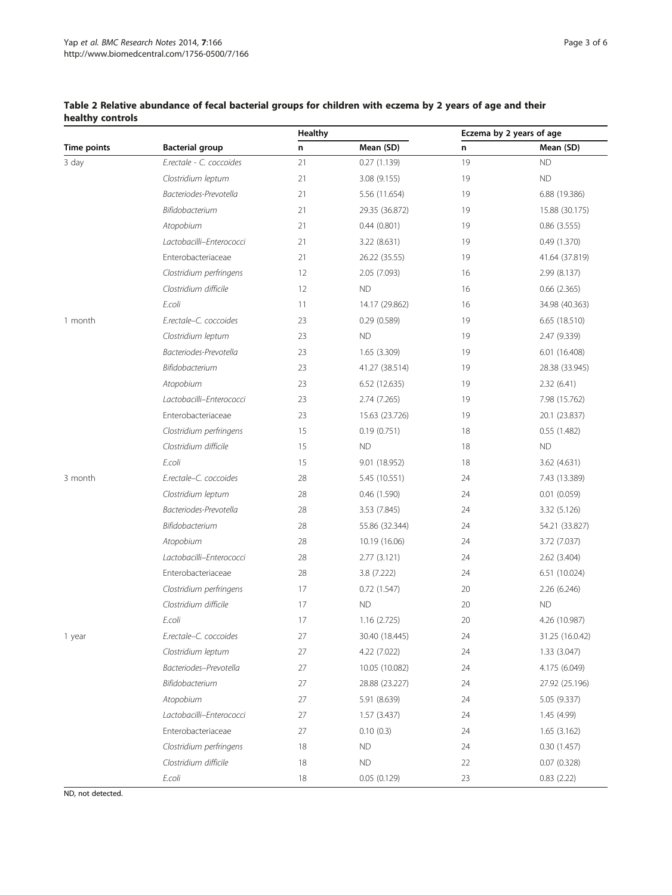**Table 2 Relative abundance of fecal bacterial groups for children with eczema by 2 years of age and their healthy controls**

| Time points | Bacterial group | Healthy | | Eczema by 2 years of age | |
|---|---|---|---|---|---|
| | | n | Mean (SD) | n | Mean (SD) |
| 3 day | *E.rectale - C. coccoides* | 21 | 0.27 (1.139) | 19 | ND |
| | *Clostridium leptum* | 21 | 3.08 (9.155) | 19 | ND |
| | *Bacteriodes-Prevotella* | 21 | 5.56 (11.654) | 19 | 6.88 (19.386) |
| | *Bifidobacterium* | 21 | 29.35 (36.872) | 19 | 15.88 (30.175) |
| | *Atopobium* | 21 | 0.44 (0.801) | 19 | 0.86 (3.555) |
| | *Lactobacilli–Enterococci* | 21 | 3.22 (8.631) | 19 | 0.49 (1.370) |
| | Enterobacteriaceae | 21 | 26.22 (35.55) | 19 | 41.64 (37.819) |
| | *Clostridium perfringens* | 12 | 2.05 (7.093) | 16 | 2.99 (8.137) |
| | *Clostridium difficile* | 12 | ND | 16 | 0.66 (2.365) |
| | *E.coli* | 11 | 14.17 (29.862) | 16 | 34.98 (40.363) |
| 1 month | *E.rectale–C. coccoides* | 23 | 0.29 (0.589) | 19 | 6.65 (18.510) |
| | *Clostridium leptum* | 23 | ND | 19 | 2.47 (9.339) |
| | *Bacteriodes-Prevotella* | 23 | 1.65 (3.309) | 19 | 6.01 (16.408) |
| | *Bifidobacterium* | 23 | 41.27 (38.514) | 19 | 28.38 (33.945) |
| | *Atopobium* | 23 | 6.52 (12.635) | 19 | 2.32 (6.41) |
| | *Lactobacilli–Enterococci* | 23 | 2.74 (7.265) | 19 | 7.98 (15.762) |
| | Enterobacteriaceae | 23 | 15.63 (23.726) | 19 | 20.1 (23.837) |
| | *Clostridium perfringens* | 15 | 0.19 (0.751) | 18 | 0.55 (1.482) |
| | *Clostridium difficile* | 15 | ND | 18 | ND |
| | *E.coli* | 15 | 9.01 (18.952) | 18 | 3.62 (4.631) |
| 3 month | *E.rectale–C. coccoides* | 28 | 5.45 (10.551) | 24 | 7.43 (13.389) |
| | *Clostridium leptum* | 28 | 0.46 (1.590) | 24 | 0.01 (0.059) |
| | *Bacteriodes-Prevotella* | 28 | 3.53 (7.845) | 24 | 3.32 (5.126) |
| | *Bifidobacterium* | 28 | 55.86 (32.344) | 24 | 54.21 (33.827) |
| | *Atopobium* | 28 | 10.19 (16.06) | 24 | 3.72 (7.037) |
| | *Lactobacilli–Enterococci* | 28 | 2.77 (3.121) | 24 | 2.62 (3.404) |
| | Enterobacteriaceae | 28 | 3.8 (7.222) | 24 | 6.51 (10.024) |
| | *Clostridium perfringens* | 17 | 0.72 (1.547) | 20 | 2.26 (6.246) |
| | *Clostridium difficile* | 17 | ND | 20 | ND |
| | *E.coli* | 17 | 1.16 (2.725) | 20 | 4.26 (10.987) |
| 1 year | *E.rectale–C. coccoides* | 27 | 30.40 (18.445) | 24 | 31.25 (16.0.42) |
| | *Clostridium leptum* | 27 | 4.22 (7.022) | 24 | 1.33 (3.047) |
| | *Bacteriodes–Prevotella* | 27 | 10.05 (10.082) | 24 | 4.175 (6.049) |
| | *Bifidobacterium* | 27 | 28.88 (23.227) | 24 | 27.92 (25.196) |
| | *Atopobium* | 27 | 5.91 (8.639) | 24 | 5.05 (9.337) |
| | *Lactobacilli–Enterococci* | 27 | 1.57 (3.437) | 24 | 1.45 (4.99) |
| | Enterobacteriaceae | 27 | 0.10 (0.3) | 24 | 1.65 (3.162) |
| | *Clostridium perfringens* | 18 | ND | 24 | 0.30 (1.457) |
| | *Clostridium difficile* | 18 | ND | 22 | 0.07 (0.328) |
| | *E.coli* | 18 | 0.05 (0.129) | 23 | 0.83 (2.22) |

ND, not detected.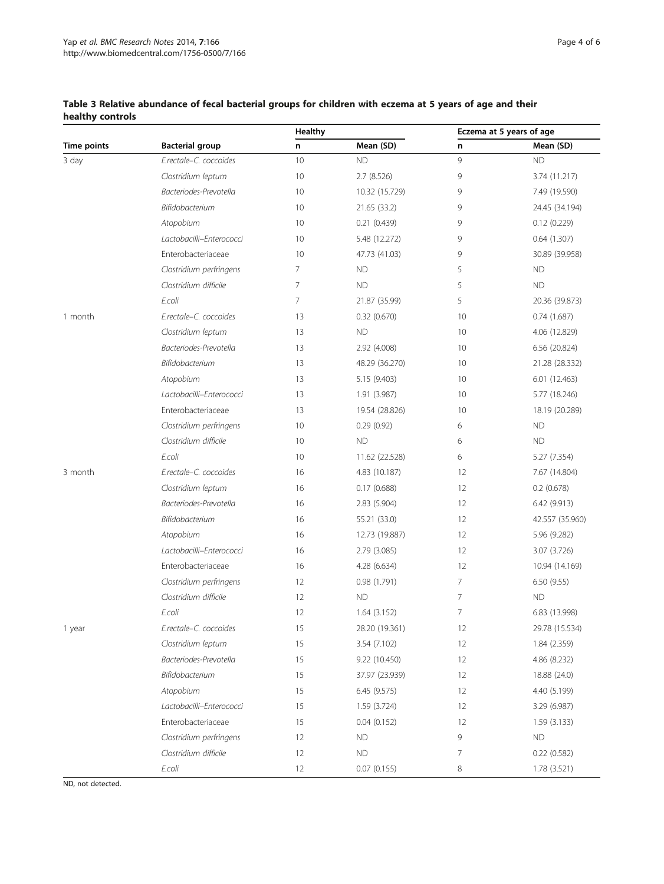**Table 3 Relative abundance of fecal bacterial groups for children with eczema at 5 years of age and their healthy controls**

| Time points | Bacterial group | Healthy | | Eczema at 5 years of age | |
|---|---|---|---|---|---|
| | | n | Mean (SD) | n | Mean (SD) |
| 3 day | *E.rectale–C. coccoides* | 10 | ND | 9 | ND |
| | *Clostridium leptum* | 10 | 2.7 (8.526) | 9 | 3.74 (11.217) |
| | *Bacteriodes-Prevotella* | 10 | 10.32 (15.729) | 9 | 7.49 (19.590) |
| | *Bifidobacterium* | 10 | 21.65 (33.2) | 9 | 24.45 (34.194) |
| | *Atopobium* | 10 | 0.21 (0.439) | 9 | 0.12 (0.229) |
| | *Lactobacilli–Enterococci* | 10 | 5.48 (12.272) | 9 | 0.64 (1.307) |
| | Enterobacteriaceae | 10 | 47.73 (41.03) | 9 | 30.89 (39.958) |
| | *Clostridium perfringens* | 7 | ND | 5 | ND |
| | *Clostridium difficile* | 7 | ND | 5 | ND |
| | *E.coli* | 7 | 21.87 (35.99) | 5 | 20.36 (39.873) |
| 1 month | *E.rectale–C. coccoides* | 13 | 0.32 (0.670) | 10 | 0.74 (1.687) |
| | *Clostridium leptum* | 13 | ND | 10 | 4.06 (12.829) |
| | *Bacteriodes-Prevotella* | 13 | 2.92 (4.008) | 10 | 6.56 (20.824) |
| | *Bifidobacterium* | 13 | 48.29 (36.270) | 10 | 21.28 (28.332) |
| | *Atopobium* | 13 | 5.15 (9.403) | 10 | 6.01 (12.463) |
| | *Lactobacilli–Enterococci* | 13 | 1.91 (3.987) | 10 | 5.77 (18.246) |
| | Enterobacteriaceae | 13 | 19.54 (28.826) | 10 | 18.19 (20.289) |
| | *Clostridium perfringens* | 10 | 0.29 (0.92) | 6 | ND |
| | *Clostridium difficile* | 10 | ND | 6 | ND |
| | *E.coli* | 10 | 11.62 (22.528) | 6 | 5.27 (7.354) |
| 3 month | *E.rectale–C. coccoides* | 16 | 4.83 (10.187) | 12 | 7.67 (14.804) |
| | *Clostridium leptum* | 16 | 0.17 (0.688) | 12 | 0.2 (0.678) |
| | *Bacteriodes-Prevotella* | 16 | 2.83 (5.904) | 12 | 6.42 (9.913) |
| | *Bifidobacterium* | 16 | 55.21 (33.0) | 12 | 42.557 (35.960) |
| | *Atopobium* | 16 | 12.73 (19.887) | 12 | 5.96 (9.282) |
| | *Lactobacilli–Enterococci* | 16 | 2.79 (3.085) | 12 | 3.07 (3.726) |
| | Enterobacteriaceae | 16 | 4.28 (6.634) | 12 | 10.94 (14.169) |
| | *Clostridium perfringens* | 12 | 0.98 (1.791) | 7 | 6.50 (9.55) |
| | *Clostridium difficile* | 12 | ND | 7 | ND |
| | *E.coli* | 12 | 1.64 (3.152) | 7 | 6.83 (13.998) |
| 1 year | *E.rectale–C. coccoides* | 15 | 28.20 (19.361) | 12 | 29.78 (15.534) |
| | *Clostridium leptum* | 15 | 3.54 (7.102) | 12 | 1.84 (2.359) |
| | *Bacteriodes-Prevotella* | 15 | 9.22 (10.450) | 12 | 4.86 (8.232) |
| | *Bifidobacterium* | 15 | 37.97 (23.939) | 12 | 18.88 (24.0) |
| | *Atopobium* | 15 | 6.45 (9.575) | 12 | 4.40 (5.199) |
| | *Lactobacilli–Enterococci* | 15 | 1.59 (3.724) | 12 | 3.29 (6.987) |
| | Enterobacteriaceae | 15 | 0.04 (0.152) | 12 | 1.59 (3.133) |
| | *Clostridium perfringens* | 12 | ND | 9 | ND |
| | *Clostridium difficile* | 12 | ND | 7 | 0.22 (0.582) |
| | *E.coli* | 12 | 0.07 (0.155) | 8 | 1.78 (3.521) |

ND, not detected.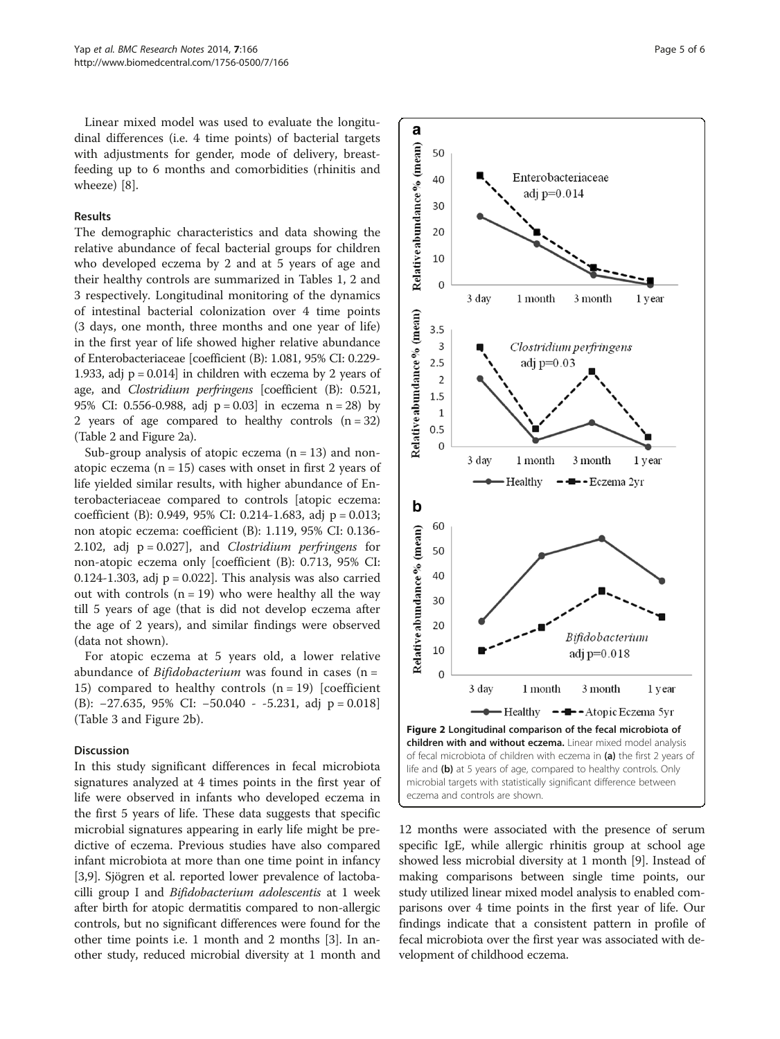Linear mixed model was used to evaluate the longitudinal differences (i.e. 4 time points) of bacterial targets with adjustments for gender, mode of delivery, breastfeeding up to 6 months and comorbidities (rhinitis and wheeze) [8].

## Results

The demographic characteristics and data showing the relative abundance of fecal bacterial groups for children who developed eczema by 2 and at 5 years of age and their healthy controls are summarized in Tables 1, 2 and 3 respectively. Longitudinal monitoring of the dynamics of intestinal bacterial colonization over 4 time points (3 days, one month, three months and one year of life) in the first year of life showed higher relative abundance of Enterobacteriaceae [coefficient (B): 1.081, 95% CI: 0.229-1.933, adj $p = 0.014$] in children with eczema by 2 years of age, and *Clostridium perfringens* [coefficient (B): 0.521, 95% CI: 0.556-0.988, adj $p = 0.03$] in eczema $n = 28$) by 2 years of age compared to healthy controls ($n = 32$) (Table 2 and Figure 2a).

Sub-group analysis of atopic eczema ($n = 13$) and non-atopic eczema ($n = 15$) cases with onset in first 2 years of life yielded similar results, with higher abundance of Enterobacteriaceae compared to controls [atopic eczema: coefficient (B): 0.949, 95% CI: 0.214-1.683, adj $p = 0.013$; non atopic eczema: coefficient (B): 1.119, 95% CI: 0.136-2.102, adj $p = 0.027$], and *Clostridium perfringens* for non-atopic eczema only [coefficient (B): 0.713, 95% CI: 0.124-1.303, adj $p = 0.022$]. This analysis was also carried out with controls ($n = 19$) who were healthy all the way till 5 years of age (that is did not develop eczema after the age of 2 years), and similar findings were observed (data not shown).

For atopic eczema at 5 years old, a lower relative abundance of *Bifidobacterium* was found in cases ($n = 15$) compared to healthy controls ($n = 19$) [coefficient (B): −27.635, 95% CI: −50.040 - -5.231, adj $p = 0.018$] (Table 3 and Figure 2b).

**Figure 2 Longitudinal comparison of the fecal microbiota of children with and without eczema.** Linear mixed model analysis of fecal microbiota of children with eczema in **(a)** the first 2 years of life and **(b)** at 5 years of age, compared to healthy controls. Only microbial targets with statistically significant difference between eczema and controls are shown.

## Discussion

In this study significant differences in fecal microbiota signatures analyzed at 4 times points in the first year of life were observed in infants who developed eczema in the first 5 years of life. These data suggests that specific microbial signatures appearing in early life might be predictive of eczema. Previous studies have also compared infant microbiota at more than one time point in infancy [3,9]. Sjögren et al. reported lower prevalence of lactobacilli group I and *Bifidobacterium adolescentis* at 1 week after birth for atopic dermatitis compared to non-allergic controls, but no significant differences were found for the other time points i.e. 1 month and 2 months [3]. In another study, reduced microbial diversity at 1 month and 12 months were associated with the presence of serum specific IgE, while allergic rhinitis group at school age showed less microbial diversity at 1 month [9]. Instead of making comparisons between single time points, our study utilized linear mixed model analysis to enabled comparisons over 4 time points in the first year of life. Our findings indicate that a consistent pattern in profile of fecal microbiota over the first year was associated with development of childhood eczema.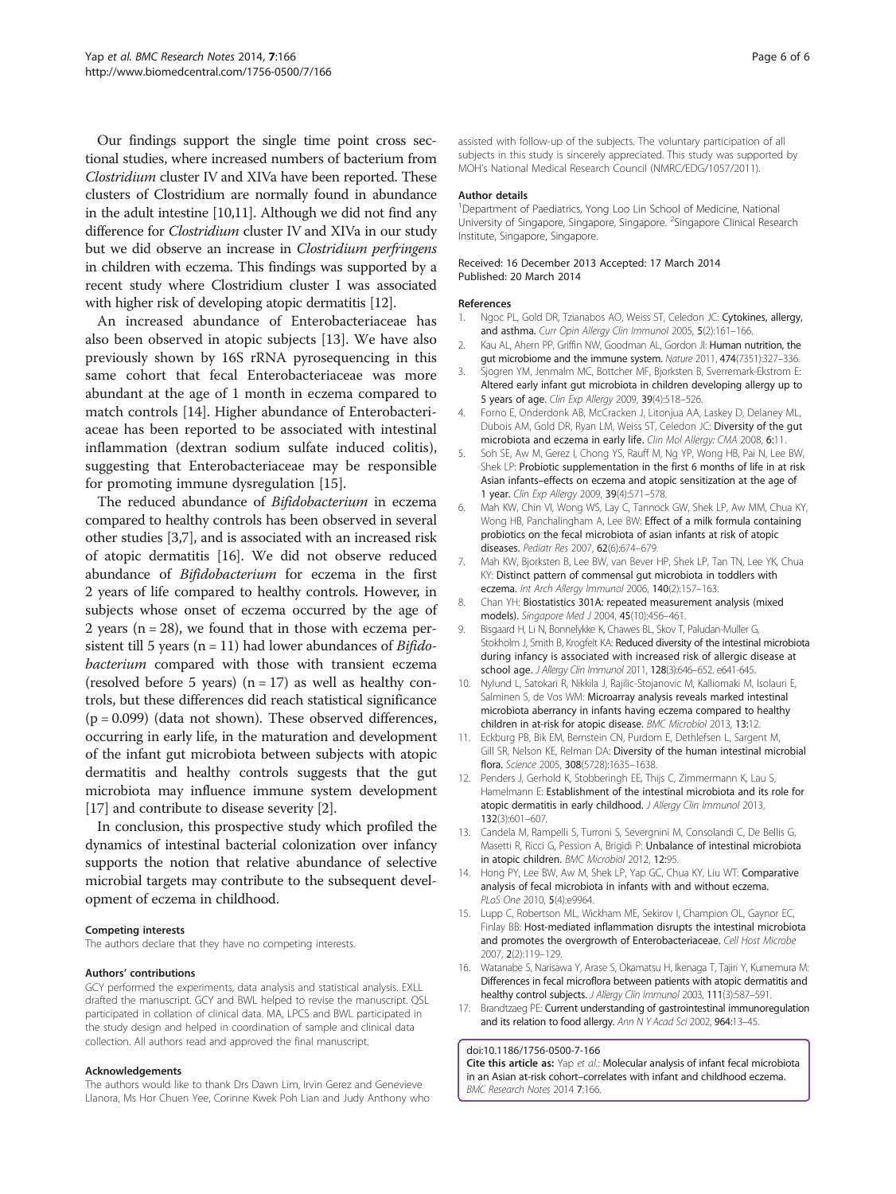Our findings support the single time point cross sectional studies, where increased numbers of bacterium from *Clostridium* cluster IV and XIVa have been reported. These clusters of Clostridium are normally found in abundance in the adult intestine [10,11]. Although we did not find any difference for *Clostridium* cluster IV and XIVa in our study but we did observe an increase in *Clostridium perfringens* in children with eczema. This findings was supported by a recent study where Clostridium cluster I was associated with higher risk of developing atopic dermatitis [12].

An increased abundance of Enterobacteriaceae has also been observed in atopic subjects [13]. We have also previously shown by 16S rRNA pyrosequencing in this same cohort that fecal Enterobacteriaceae was more abundant at the age of 1 month in eczema compared to match controls [14]. Higher abundance of Enterobacteriaceae has been reported to be associated with intestinal inflammation (dextran sodium sulfate induced colitis), suggesting that Enterobacteriaceae may be responsible for promoting immune dysregulation [15].

The reduced abundance of *Bifidobacterium* in eczema compared to healthy controls has been observed in several other studies [3,7], and is associated with an increased risk of atopic dermatitis [16]. We did not observe reduced abundance of *Bifidobacterium* for eczema in the first 2 years of life compared to healthy controls. However, in subjects whose onset of eczema occurred by the age of 2 years (n = 28), we found that in those with eczema persistent till 5 years (n = 11) had lower abundances of *Bifidobacterium* compared with those with transient eczema (resolved before 5 years) (n = 17) as well as healthy controls, but these differences did reach statistical significance (p = 0.099) (data not shown). These observed differences, occurring in early life, in the maturation and development of the infant gut microbiota between subjects with atopic dermatitis and healthy controls suggests that the gut microbiota may influence immune system development [17] and contribute to disease severity [2].

In conclusion, this prospective study which profiled the dynamics of intestinal bacterial colonization over infancy supports the notion that relative abundance of selective microbial targets may contribute to the subsequent development of eczema in childhood.

#### Competing interests
The authors declare that they have no competing interests.

#### Authors' contributions
GCY performed the experiments, data analysis and statistical analysis. EXLL drafted the manuscript. GCY and BWL helped to revise the manuscript. QSL participated in collation of clinical data. MA, LPCS and BWL participated in the study design and helped in coordination of sample and clinical data collection. All authors read and approved the final manuscript.

#### Acknowledgements
The authors would like to thank Drs Dawn Lim, Irvin Gerez and Genevieve Llanora, Ms Hor Chuen Yee, Corinne Kwek Poh Lian and Judy Anthony who assisted with follow-up of the subjects. The voluntary participation of all subjects in this study is sincerely appreciated. This study was supported by MOH's National Medical Research Council (NMRC/EDG/1057/2011).

#### Author details
[1]Department of Paediatrics, Yong Loo Lin School of Medicine, National University of Singapore, Singapore, Singapore. [2]Singapore Clinical Research Institute, Singapore, Singapore.

Received: 16 December 2013 Accepted: 17 March 2014
Published: 20 March 2014

#### References
1. Ngoc PL, Gold DR, Tzianabos AO, Weiss ST, Celedon JC: **Cytokines, allergy, and asthma.** *Curr Opin Allergy Clin Immunol* 2005, **5**(2):161–166.
2. Kau AL, Ahern PP, Griffin NW, Goodman AL, Gordon JI: **Human nutrition, the gut microbiome and the immune system.** *Nature* 2011, **474**(7351):327–336.
3. Sjogren YM, Jenmalm MC, Bottcher MF, Bjorksten B, Sverremark-Ekstrom E: **Altered early infant gut microbiota in children developing allergy up to 5 years of age.** *Clin Exp Allergy* 2009, **39**(4):518–526.
4. Forno E, Onderdonk AB, McCracken J, Litonjua AA, Laskey D, Delaney ML, Dubois AM, Gold DR, Ryan LM, Weiss ST, Celedon JC: **Diversity of the gut microbiota and eczema in early life.** *Clin Mol Allergy: CMA* 2008, **6**:11.
5. Soh SE, Aw M, Gerez I, Chong YS, Rauff M, Ng YP, Wong HB, Pai N, Lee BW, Shek LP: **Probiotic supplementation in the first 6 months of life in at risk Asian infants–effects on eczema and atopic sensitization at the age of 1 year.** *Clin Exp Allergy* 2009, **39**(4):571–578.
6. Mah KW, Chin VI, Wong WS, Lay C, Tannock GW, Shek LP, Aw MM, Chua KY, Wong HB, Panchalingham A, Lee BW: **Effect of a milk formula containing probiotics on the fecal microbiota of asian infants at risk of atopic diseases.** *Pediatr Res* 2007, **62**(6):674–679.
7. Mah KW, Bjorksten B, Lee BW, van Bever HP, Shek LP, Tan TN, Lee YK, Chua KY: **Distinct pattern of commensal gut microbiota in toddlers with eczema.** *Int Arch Allergy Immunol* 2006, **140**(2):157–163.
8. Chan YH: **Biostatistics 301A: repeated measurement analysis (mixed models).** *Singapore Med J* 2004, **45**(10):456–461.
9. Bisgaard H, Li N, Bonnelykke K, Chawes BL, Skov T, Paludan-Muller G, Stokholm J, Smith B, Krogfelt KA: **Reduced diversity of the intestinal microbiota during infancy is associated with increased risk of allergic disease at school age.** *J Allergy Clin Immunol* 2011, **128**(3):646–652. e641-645.
10. Nylund L, Satokari R, Nikkila J, Rajilic-Stojanovic M, Kalliomaki M, Isolauri E, Salminen S, de Vos WM: **Microarray analysis reveals marked intestinal microbiota aberrancy in infants having eczema compared to healthy children in at-risk for atopic disease.** *BMC Microbiol* 2013, **13**:12.
11. Eckburg PB, Bik EM, Bernstein CN, Purdom E, Dethlefsen L, Sargent M, Gill SR, Nelson KE, Relman DA: **Diversity of the human intestinal microbial flora.** *Science* 2005, **308**(5728):1635–1638.
12. Penders J, Gerhold K, Stobberingh EE, Thijs C, Zimmermann K, Lau S, Hamelmann E: **Establishment of the intestinal microbiota and its role for atopic dermatitis in early childhood.** *J Allergy Clin Immunol* 2013, **132**(3):601–607.
13. Candela M, Rampelli S, Turroni S, Severgnini M, Consolandi C, De Bellis G, Masetti R, Ricci G, Pession A, Brigidi P: **Unbalance of intestinal microbiota in atopic children.** *BMC Microbiol* 2012, **12**:95.
14. Hong PY, Lee BW, Aw M, Shek LP, Yap GC, Chua KY, Liu WT: **Comparative analysis of fecal microbiota in infants with and without eczema.** *PLoS One* 2010, **5**(4):e9964.
15. Lupp C, Robertson ML, Wickham ME, Sekirov I, Champion OL, Gaynor EC, Finlay BB: **Host-mediated inflammation disrupts the intestinal microbiota and promotes the overgrowth of Enterobacteriaceae.** *Cell Host Microbe* 2007, **2**(2):119–129.
16. Watanabe S, Narisawa Y, Arase S, Okamatsu H, Ikenaga T, Tajiri Y, Kumemura M: **Differences in fecal microflora between patients with atopic dermatitis and healthy control subjects.** *J Allergy Clin Immunol* 2003, **111**(3):587–591.
17. Brandtzaeg PE: **Current understanding of gastrointestinal immunoregulation and its relation to food allergy.** *Ann N Y Acad Sci* 2002, **964**:13–45.

doi:10.1186/1756-0500-7-166
**Cite this article as:** Yap *et al.*: Molecular analysis of infant fecal microbiota in an Asian at-risk cohort–correlates with infant and childhood eczema. *BMC Research Notes* 2014 **7**:166.